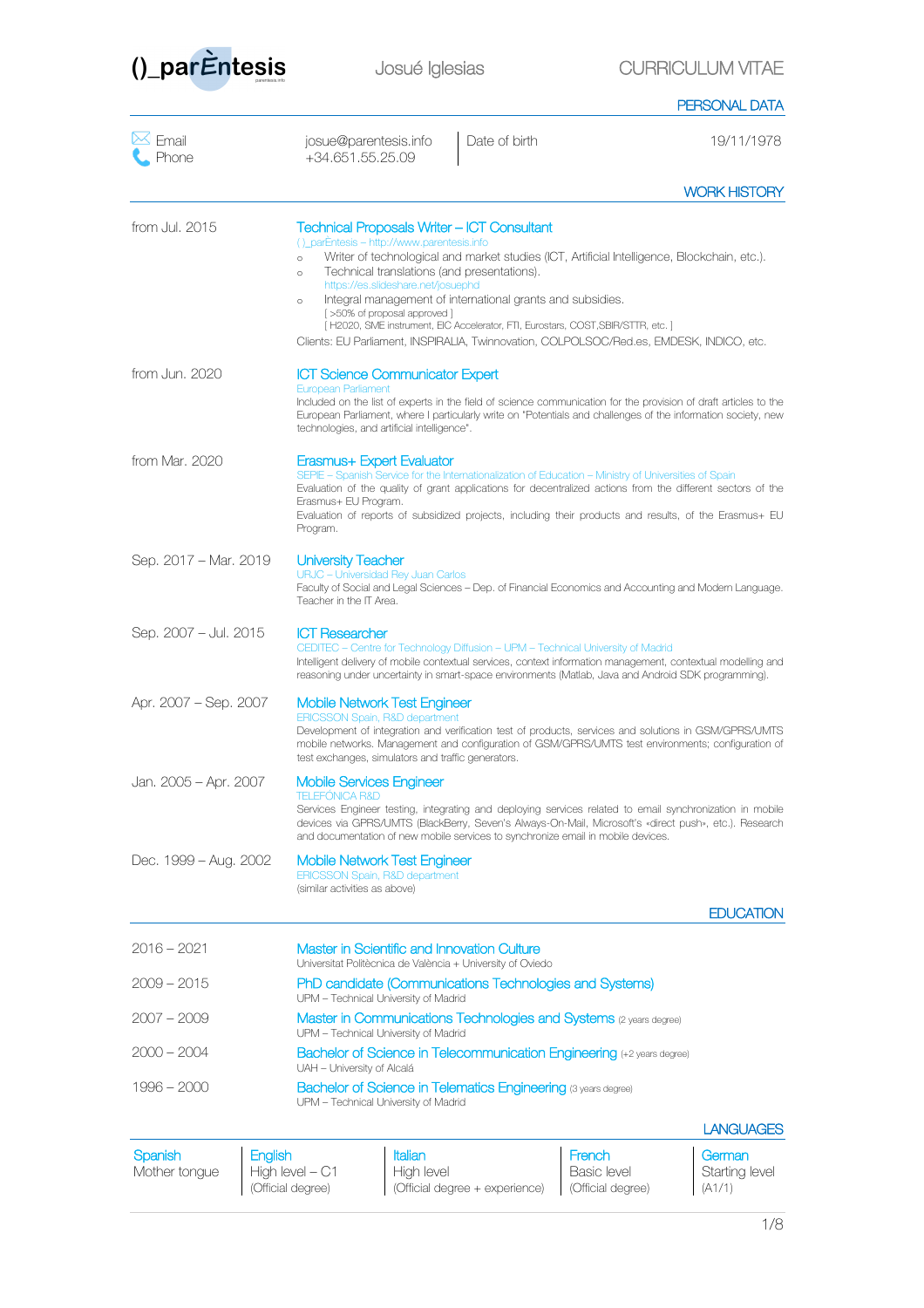# ()_parÈntesis — Josué Iglesias — CURRICULUM VITAE

## PERSONAL DATA

| | | | |
|---|---|---|---|
| Email | josue@parentesis.info | Date of birth | 19/11/1978 |
| Phone | +34.651.55.25.09 | | |

## WORK HISTORY

**from Jul. 2015** — **Technical Proposals Writer – ICT Consultant**
()_parÈntesis – http://www.parentesis.info

- Writer of technological and market studies (ICT, Artificial Intelligence, Blockchain, etc.).
- Technical translations (and presentations).
  https://es.slideshare.net/josuephd
- Integral management of international grants and subsidies.
  [ >50% of proposal approved ]
  [ H2020, SME instrument, EIC Accelerator, FTI, Eurostars, COST,SBIR/STTR, etc. ]

Clients: EU Parliament, INSPIRALIA, Twinnovation, COLPOLSOC/Red.es, EMDESK, INDICO, etc.

**from Jun. 2020** — **ICT Science Communicator Expert**
European Parliament
Included on the list of experts in the field of science communication for the provision of draft articles to the European Parliament, where I particularly write on "Potentials and challenges of the information society, new technologies, and artificial intelligence".

**from Mar. 2020** — **Erasmus+ Expert Evaluator**
SEPIE – Spanish Service for the Internationalization of Education – Ministry of Universities of Spain
Evaluation of the quality of grant applications for decentralized actions from the different sectors of the Erasmus+ EU Program.
Evaluation of reports of subsidized projects, including their products and results, of the Erasmus+ EU Program.

**Sep. 2017 – Mar. 2019** — **University Teacher**
URJC – Universidad Rey Juan Carlos
Faculty of Social and Legal Sciences – Dep. of Financial Economics and Accounting and Modern Language. Teacher in the IT Area.

**Sep. 2007 – Jul. 2015** — **ICT Researcher**
CEDITEC – Centre for Technology Diffusion – UPM – Technical University of Madrid
Intelligent delivery of mobile contextual services, context information management, contextual modelling and reasoning under uncertainty in smart-space environments (Matlab, Java and Android SDK programming).

**Apr. 2007 – Sep. 2007** — **Mobile Network Test Engineer**
ERICSSON Spain, R&D department
Development of integration and verification test of products, services and solutions in GSM/GPRS/UMTS mobile networks. Management and configuration of GSM/GPRS/UMTS test environments; configuration of test exchanges, simulators and traffic generators.

**Jan. 2005 – Apr. 2007** — **Mobile Services Engineer**
TELEFÓNICA R&D
Services Engineer testing, integrating and deploying services related to email synchronization in mobile devices via GPRS/UMTS (BlackBerry, Seven's Always-On-Mail, Microsoft's «direct push», etc.). Research and documentation of new mobile services to synchronize email in mobile devices.

**Dec. 1999 – Aug. 2002** — **Mobile Network Test Engineer**
ERICSSON Spain, R&D department
(similar activities as above)

## EDUCATION

**2016 – 2021** — **Master in Scientific and Innovation Culture**
Universitat Politècnica de València + University of Oviedo

**2009 – 2015** — **PhD candidate (Communications Technologies and Systems)**
UPM – Technical University of Madrid

**2007 – 2009** — **Master in Communications Technologies and Systems** (2 years degree)
UPM – Technical University of Madrid

**2000 – 2004** — **Bachelor of Science in Telecommunication Engineering** (+2 years degree)
UAH – University of Alcalá

**1996 – 2000** — **Bachelor of Science in Telematics Engineering** (3 years degree)
UPM – Technical University of Madrid

## LANGUAGES

| Spanish | English | Italian | French | German |
|---|---|---|---|---|
| Mother tongue | High level – C1 | High level | Basic level | Starting level |
| | (Official degree) | (Official degree + experience) | (Official degree) | (A1/1) |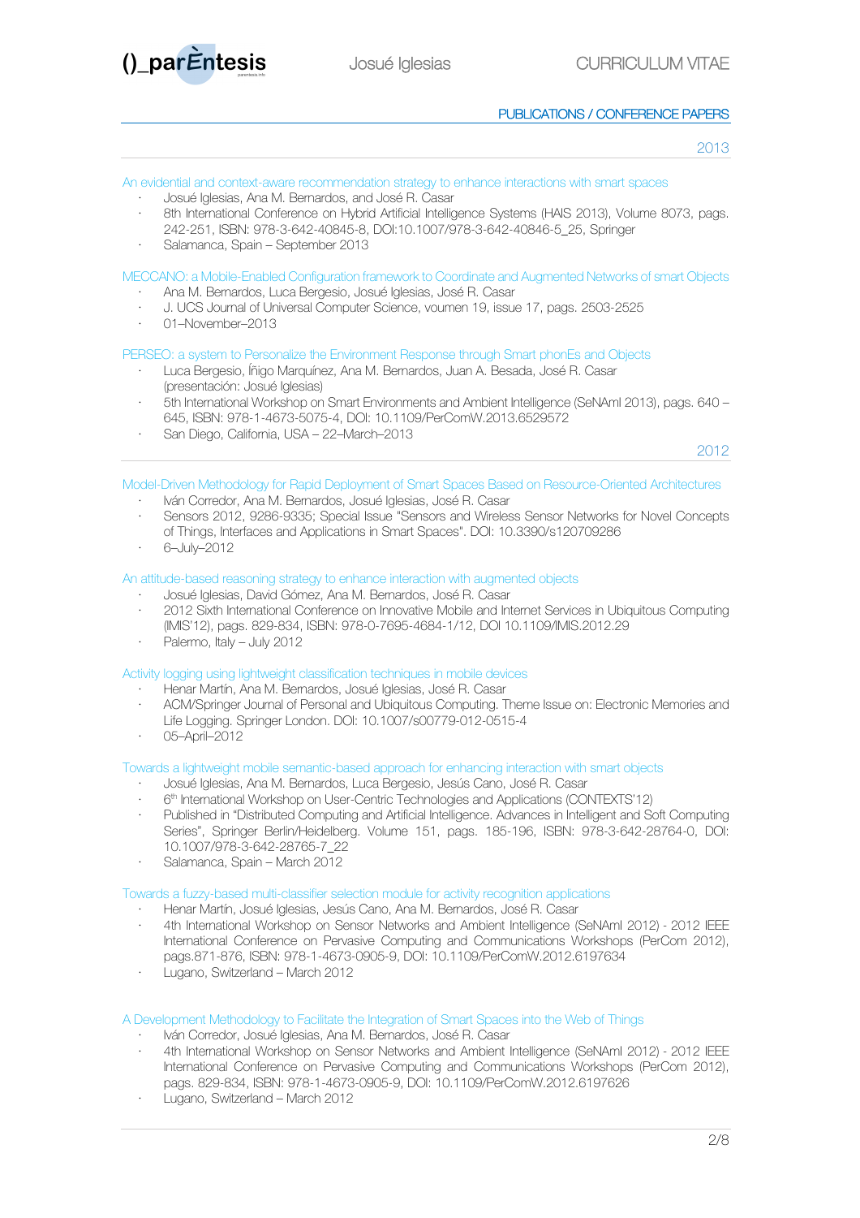## PUBLICATIONS / CONFERENCE PAPERS

### 2013

**An evidential and context-aware recommendation strategy to enhance interactions with smart spaces**

- Josué Iglesias, Ana M. Bernardos, and José R. Casar
- 8th International Conference on Hybrid Artificial Intelligence Systems (HAIS 2013), Volume 8073, pags. 242-251, ISBN: 978-3-642-40845-8, DOI:10.1007/978-3-642-40846-5_25, Springer
- Salamanca, Spain – September 2013

**MECCANO: a Mobile-Enabled Configuration framework to Coordinate and Augmented Networks of smart Objects**

- Ana M. Bernardos, Luca Bergesio, Josué Iglesias, José R. Casar
- J. UCS Journal of Universal Computer Science, voumen 19, issue 17, pags. 2503-2525
- 01–November–2013

**PERSEO: a system to Personalize the Environment Response through Smart phonEs and Objects**

- Luca Bergesio, Íñigo Marquínez, Ana M. Bernardos, Juan A. Besada, José R. Casar (presentación: Josué Iglesias)
- 5th International Workshop on Smart Environments and Ambient Intelligence (SeNAmI 2013), pags. 640 – 645, ISBN: 978-1-4673-5075-4, DOI: 10.1109/PerComW.2013.6529572
- San Diego, California, USA – 22–March–2013

### 2012

**Model-Driven Methodology for Rapid Deployment of Smart Spaces Based on Resource-Oriented Architectures**

- Iván Corredor, Ana M. Bernardos, Josué Iglesias, José R. Casar
- Sensors 2012, 9286-9335; Special Issue "Sensors and Wireless Sensor Networks for Novel Concepts of Things, Interfaces and Applications in Smart Spaces". DOI: 10.3390/s120709286
- 6–July–2012

**An attitude-based reasoning strategy to enhance interaction with augmented objects**

- Josué Iglesias, David Gómez, Ana M. Bernardos, José R. Casar
- 2012 Sixth International Conference on Innovative Mobile and Internet Services in Ubiquitous Computing (IMIS'12), pags. 829-834, ISBN: 978-0-7695-4684-1/12, DOI 10.1109/IMIS.2012.29
- Palermo, Italy – July 2012

**Activity logging using lightweight classification techniques in mobile devices**

- Henar Martín, Ana M. Bernardos, Josué Iglesias, José R. Casar
- ACM/Springer Journal of Personal and Ubiquitous Computing. Theme Issue on: Electronic Memories and Life Logging. Springer London. DOI: 10.1007/s00779-012-0515-4
- 05–April–2012

**Towards a lightweight mobile semantic-based approach for enhancing interaction with smart objects**

- Josué Iglesias, Ana M. Bernardos, Luca Bergesio, Jesús Cano, José R. Casar
- 6th International Workshop on User-Centric Technologies and Applications (CONTEXTS'12)
- Published in "Distributed Computing and Artificial Intelligence. Advances in Intelligent and Soft Computing Series", Springer Berlin/Heidelberg. Volume 151, pags. 185-196, ISBN: 978-3-642-28764-0, DOI: 10.1007/978-3-642-28765-7_22
- Salamanca, Spain – March 2012

**Towards a fuzzy-based multi-classifier selection module for activity recognition applications**

- Henar Martín, Josué Iglesias, Jesús Cano, Ana M. Bernardos, José R. Casar
- 4th International Workshop on Sensor Networks and Ambient Intelligence (SeNAmI 2012) - 2012 IEEE International Conference on Pervasive Computing and Communications Workshops (PerCom 2012), pags.871-876, ISBN: 978-1-4673-0905-9, DOI: 10.1109/PerComW.2012.6197634
- Lugano, Switzerland – March 2012

**A Development Methodology to Facilitate the Integration of Smart Spaces into the Web of Things**

- Iván Corredor, Josué Iglesias, Ana M. Bernardos, José R. Casar
- 4th International Workshop on Sensor Networks and Ambient Intelligence (SeNAmI 2012) - 2012 IEEE International Conference on Pervasive Computing and Communications Workshops (PerCom 2012), pags. 829-834, ISBN: 978-1-4673-0905-9, DOI: 10.1109/PerComW.2012.6197626
- Lugano, Switzerland – March 2012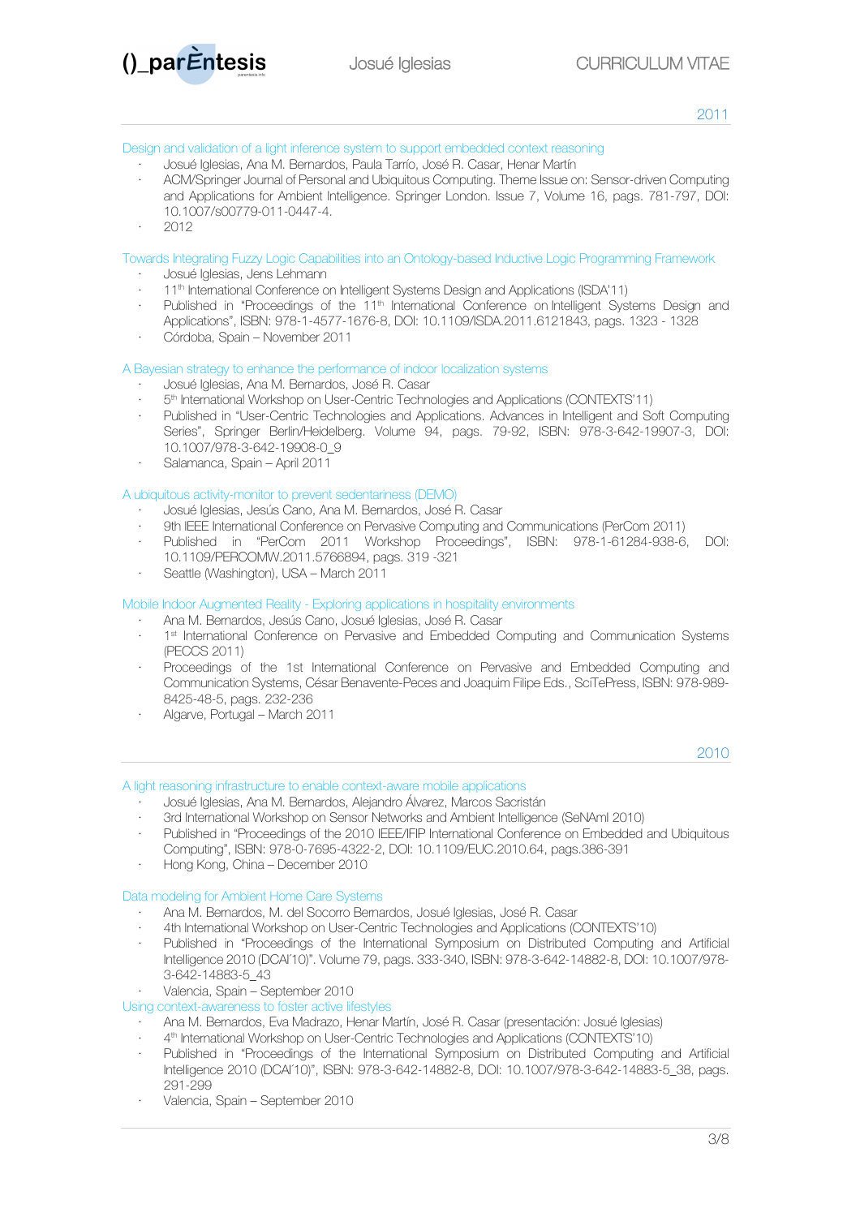## 2011

### Design and validation of a light inference system to support embedded context reasoning

- Josué Iglesias, Ana M. Bernardos, Paula Tarrío, José R. Casar, Henar Martín
- ACM/Springer Journal of Personal and Ubiquitous Computing. Theme Issue on: Sensor-driven Computing and Applications for Ambient Intelligence. Springer London. Issue 7, Volume 16, pags. 781-797, DOI: 10.1007/s00779-011-0447-4.
- 2012

### Towards Integrating Fuzzy Logic Capabilities into an Ontology-based Inductive Logic Programming Framework

- Josué Iglesias, Jens Lehmann
- 11th International Conference on Intelligent Systems Design and Applications (ISDA'11)
- Published in "Proceedings of the 11th International Conference on Intelligent Systems Design and Applications", ISBN: 978-1-4577-1676-8, DOI: 10.1109/ISDA.2011.6121843, pags. 1323 - 1328
- Córdoba, Spain – November 2011

### A Bayesian strategy to enhance the performance of indoor localization systems

- Josué Iglesias, Ana M. Bernardos, José R. Casar
- 5th International Workshop on User-Centric Technologies and Applications (CONTEXTS'11)
- Published in "User-Centric Technologies and Applications. Advances in Intelligent and Soft Computing Series", Springer Berlin/Heidelberg. Volume 94, pags. 79-92, ISBN: 978-3-642-19907-3, DOI: 10.1007/978-3-642-19908-0_9
- Salamanca, Spain – April 2011

### A ubiquitous activity-monitor to prevent sedentariness (DEMO)

- Josué Iglesias, Jesús Cano, Ana M. Bernardos, José R. Casar
- 9th IEEE International Conference on Pervasive Computing and Communications (PerCom 2011)
- Published in "PerCom 2011 Workshop Proceedings", ISBN: 978-1-61284-938-6, DOI: 10.1109/PERCOMW.2011.5766894, pags. 319 -321
- Seattle (Washington), USA – March 2011

### Mobile Indoor Augmented Reality - Exploring applications in hospitality environments

- Ana M. Bernardos, Jesús Cano, Josué Iglesias, José R. Casar
- 1st International Conference on Pervasive and Embedded Computing and Communication Systems (PECCS 2011)
- Proceedings of the 1st International Conference on Pervasive and Embedded Computing and Communication Systems, César Benavente-Peces and Joaquim Filipe Eds., SciTePress, ISBN: 978-989-8425-48-5, pags. 232-236
- Algarve, Portugal – March 2011

## 2010

### A light reasoning infrastructure to enable context-aware mobile applications

- Josué Iglesias, Ana M. Bernardos, Alejandro Álvarez, Marcos Sacristán
- 3rd International Workshop on Sensor Networks and Ambient Intelligence (SeNAmI 2010)
- Published in "Proceedings of the 2010 IEEE/IFIP International Conference on Embedded and Ubiquitous Computing", ISBN: 978-0-7695-4322-2, DOI: 10.1109/EUC.2010.64, pags.386-391
- Hong Kong, China – December 2010

### Data modeling for Ambient Home Care Systems

- Ana M. Bernardos, M. del Socorro Bernardos, Josué Iglesias, José R. Casar
- 4th International Workshop on User-Centric Technologies and Applications (CONTEXTS'10)
- Published in "Proceedings of the International Symposium on Distributed Computing and Artificial Intelligence 2010 (DCAI'10)". Volume 79, pags. 333-340, ISBN: 978-3-642-14882-8, DOI: 10.1007/978-3-642-14883-5_43
- Valencia, Spain – September 2010

### Using context-awareness to foster active lifestyles

- Ana M. Bernardos, Eva Madrazo, Henar Martín, José R. Casar (presentación: Josué Iglesias)
- 4th International Workshop on User-Centric Technologies and Applications (CONTEXTS'10)
- Published in "Proceedings of the International Symposium on Distributed Computing and Artificial Intelligence 2010 (DCAI'10)", ISBN: 978-3-642-14882-8, DOI: 10.1007/978-3-642-14883-5_38, pags. 291-299
- Valencia, Spain – September 2010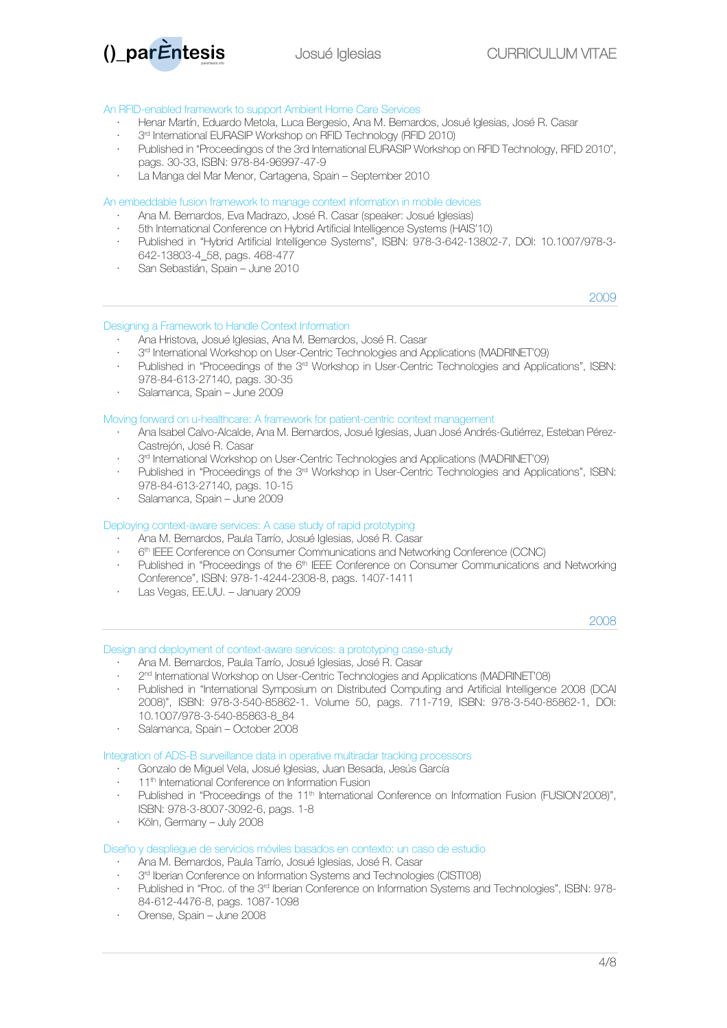### An RFID-enabled framework to support Ambient Home Care Services

- Henar Martín, Eduardo Metola, Luca Bergesio, Ana M. Bernardos, Josué Iglesias, José R. Casar
- 3rd International EURASIP Workshop on RFID Technology (RFID 2010)
- Published in "Proceedingos of the 3rd International EURASIP Workshop on RFID Technology, RFID 2010", pags. 30-33, ISBN: 978-84-96997-47-9
- La Manga del Mar Menor, Cartagena, Spain – September 2010

### An embeddable fusion framework to manage context information in mobile devices

- Ana M. Bernardos, Eva Madrazo, José R. Casar (speaker: Josué Iglesias)
- 5th International Conference on Hybrid Artificial Intelligence Systems (HAIS'10)
- Published in "Hybrid Artificial Intelligence Systems", ISBN: 978-3-642-13802-7, DOI: 10.1007/978-3-642-13803-4_58, pags. 468-477
- San Sebastián, Spain – June 2010

## 2009

### Designing a Framework to Handle Context Information

- Ana Hristova, Josué Iglesias, Ana M. Bernardos, José R. Casar
- 3rd International Workshop on User-Centric Technologies and Applications (MADRINET'09)
- Published in "Proceedings of the 3rd Workshop in User-Centric Technologies and Applications", ISBN: 978-84-613-27140, pags. 30-35
- Salamanca, Spain – June 2009

### Moving forward on u-healthcare: A framework for patient-centric context management

- Ana Isabel Calvo-Alcalde, Ana M. Bernardos, Josué Iglesias, Juan José Andrés-Gutiérrez, Esteban Pérez-Castrejón, José R. Casar
- 3rd International Workshop on User-Centric Technologies and Applications (MADRINET'09)
- Published in "Proceedings of the 3rd Workshop in User-Centric Technologies and Applications", ISBN: 978-84-613-27140, pags. 10-15
- Salamanca, Spain – June 2009

### Deploying context-aware services: A case study of rapid prototyping

- Ana M. Bernardos, Paula Tarrío, Josué Iglesias, José R. Casar
- 6th IEEE Conference on Consumer Communications and Networking Conference (CCNC)
- Published in "Proceedings of the 6th IEEE Conference on Consumer Communications and Networking Conference", ISBN: 978-1-4244-2308-8, pags. 1407-1411
- Las Vegas, EE.UU. – January 2009

## 2008

### Design and deployment of context-aware services: a prototyping case-study

- Ana M. Bernardos, Paula Tarrío, Josué Iglesias, José R. Casar
- 2nd International Workshop on User-Centric Technologies and Applications (MADRINET'08)
- Published in "International Symposium on Distributed Computing and Artificial Intelligence 2008 (DCAI 2008)", ISBN: 978-3-540-85862-1. Volume 50, pags. 711-719, ISBN: 978-3-540-85862-1, DOI: 10.1007/978-3-540-85863-8_84
- Salamanca, Spain – October 2008

### Integration of ADS-B surveillance data in operative multiradar tracking processors

- Gonzalo de Miguel Vela, Josué Iglesias, Juan Besada, Jesús García
- 11th International Conference on Information Fusion
- Published in "Proceedings of the 11th International Conference on Information Fusion (FUSION'2008)", ISBN: 978-3-8007-3092-6, pags. 1-8
- Köln, Germany – July 2008

### Diseño y despliegue de servicios móviles basados en contexto: un caso de estudio

- Ana M. Bernardos, Paula Tarrío, Josué Iglesias, José R. Casar
- 3rd Iberian Conference on Information Systems and Technologies (CISTI'08)
- Published in "Proc. of the 3rd Iberian Conference on Information Systems and Technologies", ISBN: 978-84-612-4476-8, pags. 1087-1098
- Orense, Spain – June 2008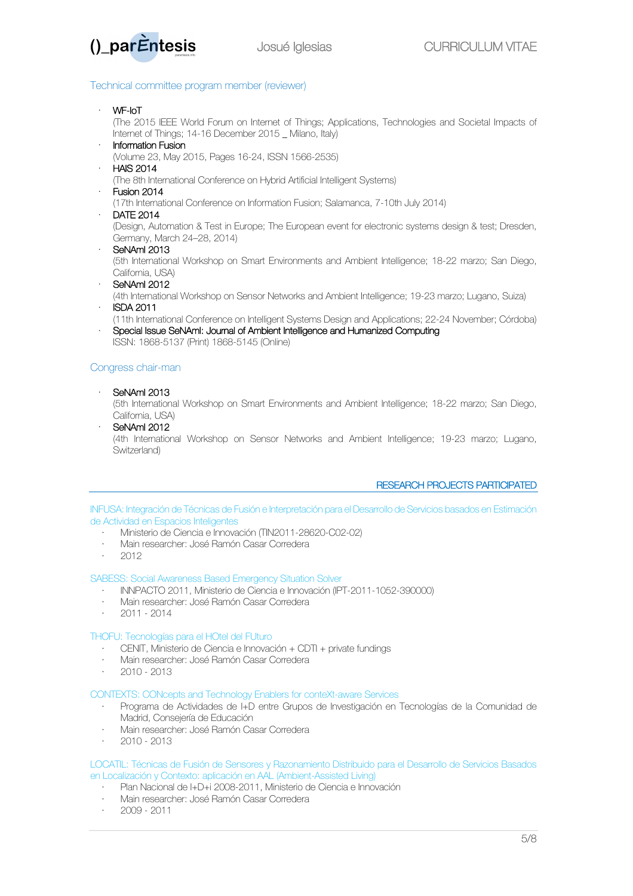### Technical committee program member (reviewer)

- WF-IoT
  (The 2015 IEEE World Forum on Internet of Things; Applications, Technologies and Societal Impacts of Internet of Things; 14-16 December 2015 _ Milano, Italy)
- Information Fusion
  (Volume 23, May 2015, Pages 16-24, ISSN 1566-2535)
- HAIS 2014
  (The 8th International Conference on Hybrid Artificial Intelligent Systems)
- Fusion 2014
  (17th International Conference on Information Fusion; Salamanca, 7-10th July 2014)
- DATE 2014
  (Design, Automation & Test in Europe; The European event for electronic systems design & test; Dresden, Germany, March 24–28, 2014)
- SeNAmI 2013
  (5th International Workshop on Smart Environments and Ambient Intelligence; 18-22 marzo; San Diego, California, USA)
- SeNAmI 2012
  (4th International Workshop on Sensor Networks and Ambient Intelligence; 19-23 marzo; Lugano, Suiza)
- ISDA 2011
  (11th International Conference on Intelligent Systems Design and Applications; 22-24 November; Córdoba)
- Special Issue SeNAmI: Journal of Ambient Intelligence and Humanized Computing
  ISSN: 1868-5137 (Print) 1868-5145 (Online)

### Congress chair-man

- SeNAmI 2013
  (5th International Workshop on Smart Environments and Ambient Intelligence; 18-22 marzo; San Diego, California, USA)
- SeNAmI 2012
  (4th International Workshop on Sensor Networks and Ambient Intelligence; 19-23 marzo; Lugano, Switzerland)

## RESEARCH PROJECTS PARTICIPATED

### INFUSA: Integración de Técnicas de Fusión e Interpretación para el Desarrollo de Servicios basados en Estimación de Actividad en Espacios Inteligentes

- Ministerio de Ciencia e Innovación (TIN2011-28620-C02-02)
- Main researcher: José Ramón Casar Corredera
- 2012

### SABESS: Social Awareness Based Emergency Situation Solver

- INNPACTO 2011, Ministerio de Ciencia e Innovación (IPT-2011-1052-390000)
- Main researcher: José Ramón Casar Corredera
- 2011 - 2014

### THOFU: Tecnologías para el HOtel del FUturo

- CENIT, Ministerio de Ciencia e Innovación + CDTI + private fundings
- Main researcher: José Ramón Casar Corredera
- 2010 - 2013

### CONTEXTS: CONcepts and Technology Enablers for conteXt-aware Services

- Programa de Actividades de I+D entre Grupos de Investigación en Tecnologías de la Comunidad de Madrid, Consejería de Educación
- Main researcher: José Ramón Casar Corredera
- 2010 - 2013

### LOCATIL: Técnicas de Fusión de Sensores y Razonamiento Distribuido para el Desarrollo de Servicios Basados en Localización y Contexto: aplicación en AAL (Ambient-Assisted Living)

- Plan Nacional de I+D+i 2008-2011, Ministerio de Ciencia e Innovación
- Main researcher: José Ramón Casar Corredera
- 2009 - 2011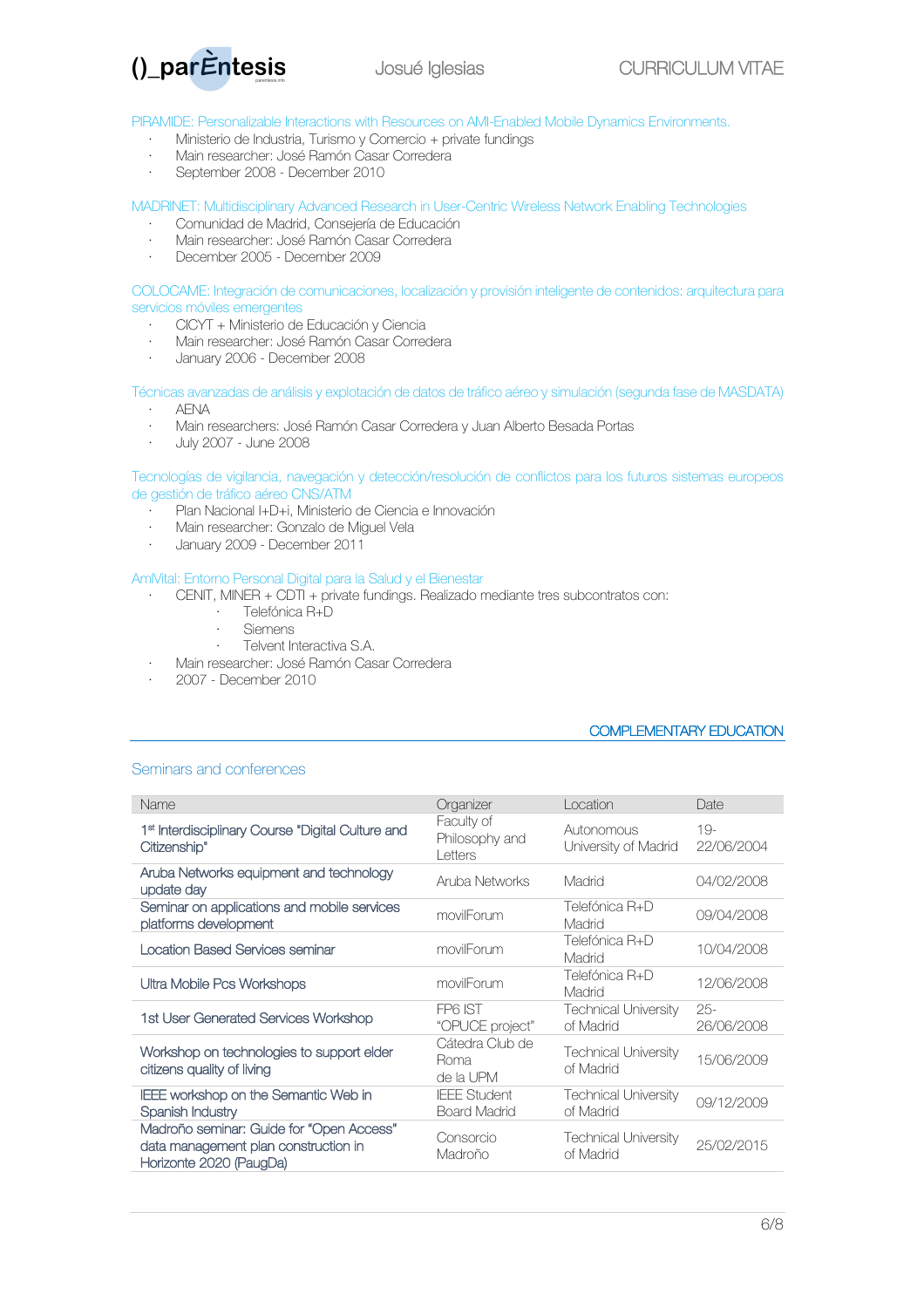PIRAMIDE: Personalizable Interactions with Resources on AMI-Enabled Mobile Dynamics Environments.

- Ministerio de Industria, Turismo y Comercio + private fundings
- Main researcher: José Ramón Casar Corredera
- September 2008 - December 2010

MADRINET: Multidisciplinary Advanced Research in User-Centric Wireless Network Enabling Technologies

- Comunidad de Madrid, Consejería de Educación
- Main researcher: José Ramón Casar Corredera
- December 2005 - December 2009

COLOCAME: Integración de comunicaciones, localización y provisión inteligente de contenidos: arquitectura para servicios móviles emergentes

- CICYT + Ministerio de Educación y Ciencia
- Main researcher: José Ramón Casar Corredera
- January 2006 - December 2008

Técnicas avanzadas de análisis y explotación de datos de tráfico aéreo y simulación (segunda fase de MASDATA)

- AENA
- Main researchers: José Ramón Casar Corredera y Juan Alberto Besada Portas
- July 2007 - June 2008

Tecnologías de vigilancia, navegación y detección/resolución de conflictos para los futuros sistemas europeos de gestión de tráfico aéreo CNS/ATM

- Plan Nacional I+D+i, Ministerio de Ciencia e Innovación
- Main researcher: Gonzalo de Miguel Vela
- January 2009 - December 2011

AmIVital: Entorno Personal Digital para la Salud y el Bienestar

- CENIT, MINER + CDTI + private fundings. Realizado mediante tres subcontratos con:
    - Telefónica R+D
    - Siemens
    - Telvent Interactiva S.A.
- Main researcher: José Ramón Casar Corredera
- 2007 - December 2010

## COMPLEMENTARY EDUCATION

### Seminars and conferences

| Name | Organizer | Location | Date |
|---|---|---|---|
| 1st Interdisciplinary Course "Digital Culture and Citizenship" | Faculty of Philosophy and Letters | Autonomous University of Madrid | 19-22/06/2004 |
| Aruba Networks equipment and technology update day | Aruba Networks | Madrid | 04/02/2008 |
| Seminar on applications and mobile services platforms development | movilForum | Telefónica R+D Madrid | 09/04/2008 |
| Location Based Services seminar | movilForum | Telefónica R+D Madrid | 10/04/2008 |
| Ultra Mobile Pcs Workshops | movilForum | Telefónica R+D Madrid | 12/06/2008 |
| 1st User Generated Services Workshop | FP6 IST "OPUCE project" | Technical University of Madrid | 25-26/06/2008 |
| Workshop on technologies to support elder citizens quality of living | Cátedra Club de Roma de la UPM | Technical University of Madrid | 15/06/2009 |
| IEEE workshop on the Semantic Web in Spanish Industry | IEEE Student Board Madrid | Technical University of Madrid | 09/12/2009 |
| Madroño seminar: Guide for "Open Access" data management plan construction in Horizonte 2020 (PaugDa) | Consorcio Madroño | Technical University of Madrid | 25/02/2015 |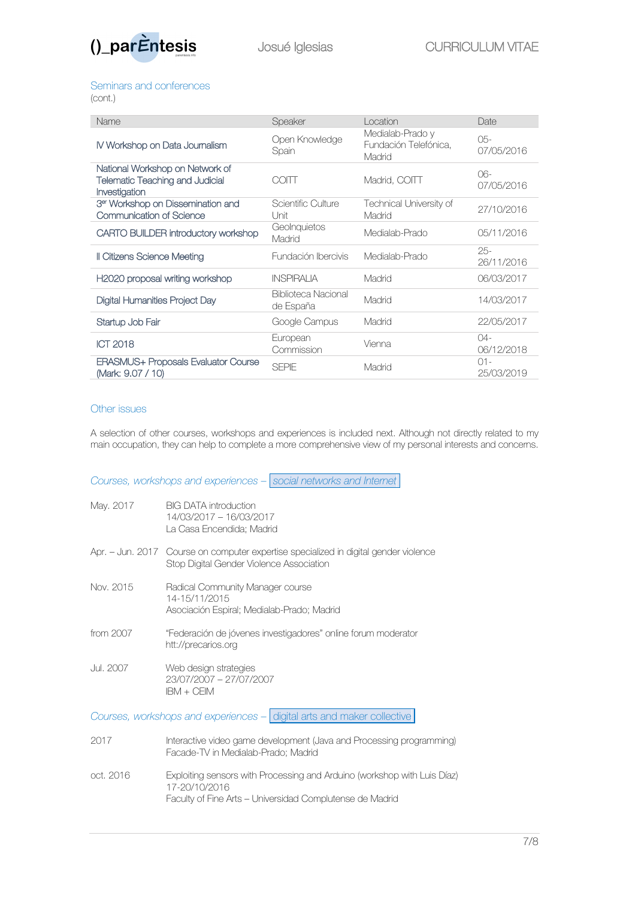## Seminars and conferences

(cont.)

| Name | Speaker | Location | Date |
|---|---|---|---|
| IV Workshop on Data Journalism | Open Knowledge Spain | Medialab-Prado y Fundación Telefónica, Madrid | 05-07/05/2016 |
| National Workshop on Network of Telematic Teaching and Judicial Investigation | COITT | Madrid, COITT | 06-07/05/2016 |
| 3er Workshop on Dissemination and Communication of Science | Scientific Culture Unit | Technical University of Madrid | 27/10/2016 |
| CARTO BUILDER introductory workshop | GeoInquietos Madrid | Medialab-Prado | 05/11/2016 |
| II Citizens Science Meeting | Fundación Ibercivis | Medialab-Prado | 25-26/11/2016 |
| H2020 proposal writing workshop | INSPIRALIA | Madrid | 06/03/2017 |
| Digital Humanities Project Day | Biblioteca Nacional de España | Madrid | 14/03/2017 |
| Startup Job Fair | Google Campus | Madrid | 22/05/2017 |
| ICT 2018 | European Commission | Vienna | 04-06/12/2018 |
| ERASMUS+ Proposals Evaluator Course (Mark: 9.07 / 10) | SEPIE | Madrid | 01-25/03/2019 |

## Other issues

A selection of other courses, workshops and experiences is included next. Although not directly related to my main occupation, they can help to complete a more comprehensive view of my personal interests and concerns.

### *Courses, workshops and experiences – social networks and Internet*

**May. 2017** — BIG DATA introduction
14/03/2017 – 16/03/2017
La Casa Encendida; Madrid

**Apr. – Jun. 2017** — Course on computer expertise specialized in digital gender violence
Stop Digital Gender Violence Association

**Nov. 2015** — Radical Community Manager course
14-15/11/2015
Asociación Espiral; Medialab-Prado; Madrid

**from 2007** — "Federación de jóvenes investigadores" online forum moderator
htt://precarios.org

**Jul. 2007** — Web design strategies
23/07/2007 – 27/07/2007
IBM + CEIM

### *Courses, workshops and experiences – digital arts and maker collective*

**2017** — Interactive video game development (Java and Processing programming)
Facade-TV in Medialab-Prado; Madrid

**oct. 2016** — Exploiting sensors with Processing and Arduino (workshop with Luis Díaz)
17-20/10/2016
Faculty of Fine Arts – Universidad Complutense de Madrid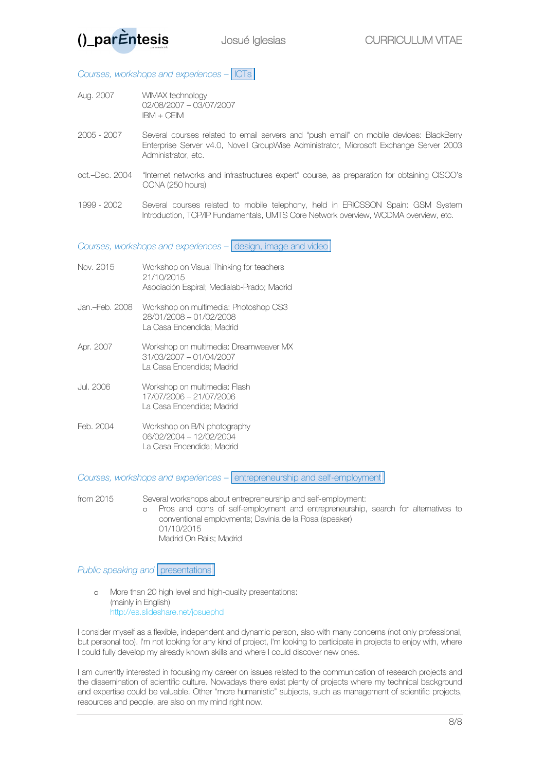### *Courses, workshops and experiences –* ICTs

Aug. 2007 — WIMAX technology
02/08/2007 – 03/07/2007
IBM + CEIM

2005 - 2007 — Several courses related to email servers and "push email" on mobile devices: BlackBerry Enterprise Server v4.0, Novell GroupWise Administrator, Microsoft Exchange Server 2003 Administrator, etc.

oct.–Dec. 2004 — "Internet networks and infrastructures expert" course, as preparation for obtaining CISCO's CCNA (250 hours)

1999 - 2002 — Several courses related to mobile telephony, held in ERICSSON Spain: GSM System Introduction, TCP/IP Fundamentals, UMTS Core Network overview, WCDMA overview, etc.

### *Courses, workshops and experiences –* design, image and video

Nov. 2015 — Workshop on Visual Thinking for teachers
21/10/2015
Asociación Espiral; Medialab-Prado; Madrid

Jan.–Feb. 2008 — Workshop on multimedia: Photoshop CS3
28/01/2008 – 01/02/2008
La Casa Encendida; Madrid

Apr. 2007 — Workshop on multimedia: Dreamweaver MX
31/03/2007 – 01/04/2007
La Casa Encendida; Madrid

Jul. 2006 — Workshop on multimedia: Flash
17/07/2006 – 21/07/2006
La Casa Encendida; Madrid

Feb. 2004 — Workshop on B/N photography
06/02/2004 – 12/02/2004
La Casa Encendida; Madrid

### *Courses, workshops and experiences –* entrepreneurship and self-employment

from 2015 — Several workshops about entrepreneurship and self-employment:

- Pros and cons of self-employment and entrepreneurship, search for alternatives to conventional employments; Davinia de la Rosa (speaker)
  01/10/2015
  Madrid On Rails; Madrid

### *Public speaking and* presentations

- More than 20 high level and high-quality presentations:
  (mainly in English)
  http://es.slideshare.net/josuephd

I consider myself as a flexible, independent and dynamic person, also with many concerns (not only professional, but personal too). I'm not looking for any kind of project, I'm looking to participate in projects to enjoy with, where I could fully develop my already known skills and where I could discover new ones.

I am currently interested in focusing my career on issues related to the communication of research projects and the dissemination of scientific culture. Nowadays there exist plenty of projects where my technical background and expertise could be valuable. Other "more humanistic" subjects, such as management of scientific projects, resources and people, are also on my mind right now.